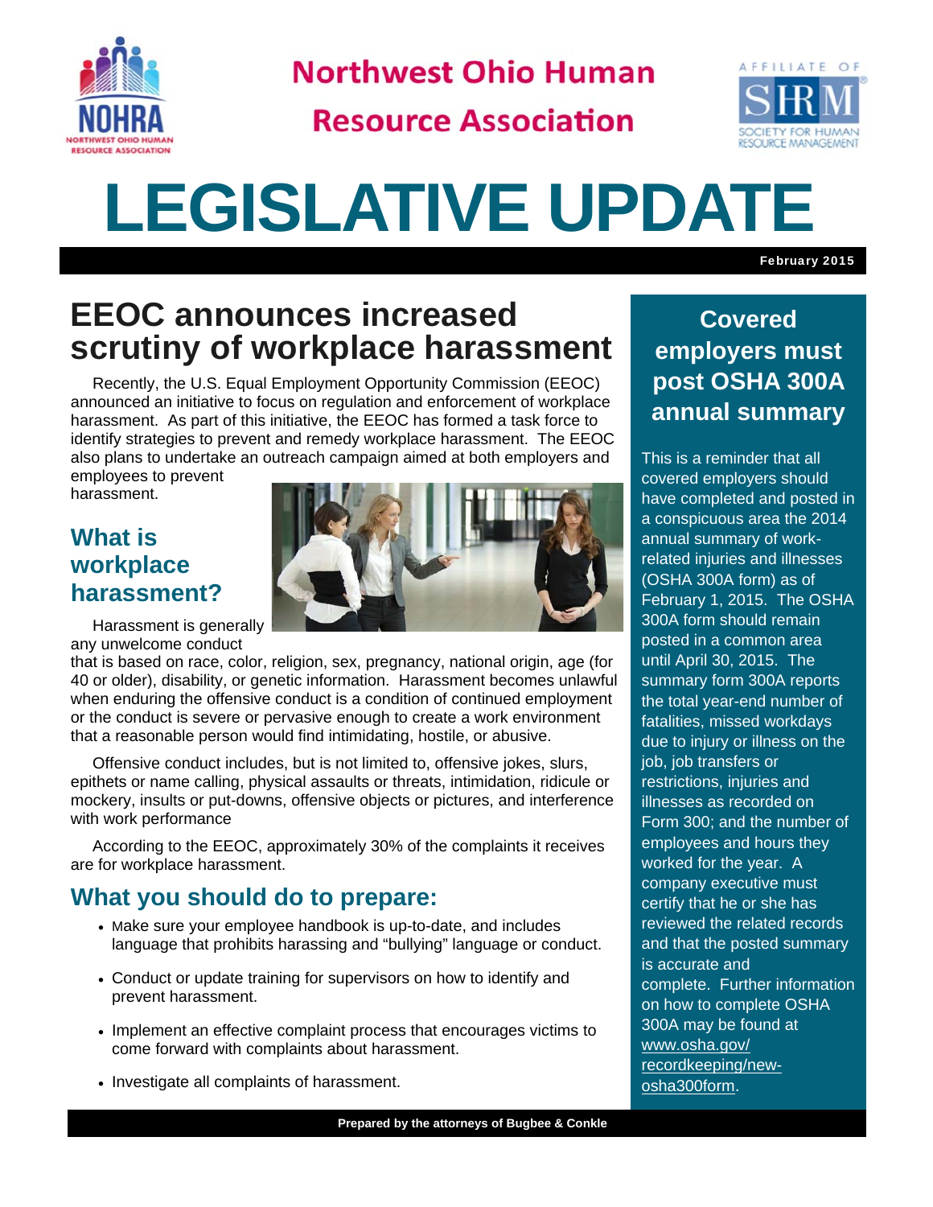# Northwest Ohio Human Resource Association

# LEGISLATIVE UPDATE

February 2015

## EEOC announces increased scrutiny of workplace harassment

Recently, the U.S. Equal Employment Opportunity Commission (EEOC) announced an initiative to focus on regulation and enforcement of workplace harassment. As part of this initiative, the EEOC has formed a task force to identify strategies to prevent and remedy workplace harassment. The EEOC also plans to undertake an outreach campaign aimed at both employers and employees to prevent harassment.

### What is workplace harassment?

Harassment is generally any unwelcome conduct that is based on race, color, religion, sex, pregnancy, national origin, age (for 40 or older), disability, or genetic information. Harassment becomes unlawful when enduring the offensive conduct is a condition of continued employment or the conduct is severe or pervasive enough to create a work environment that a reasonable person would find intimidating, hostile, or abusive.

Offensive conduct includes, but is not limited to, offensive jokes, slurs, epithets or name calling, physical assaults or threats, intimidation, ridicule or mockery, insults or put-downs, offensive objects or pictures, and interference with work performance

According to the EEOC, approximately 30% of the complaints it receives are for workplace harassment.

### What you should do to prepare:

- Make sure your employee handbook is up-to-date, and includes language that prohibits harassing and "bullying" language or conduct.
- Conduct or update training for supervisors on how to identify and prevent harassment.
- Implement an effective complaint process that encourages victims to come forward with complaints about harassment.
- Investigate all complaints of harassment.

## Covered employers must post OSHA 300A annual summary

This is a reminder that all covered employers should have completed and posted in a conspicuous area the 2014 annual summary of work-related injuries and illnesses (OSHA 300A form) as of February 1, 2015. The OSHA 300A form should remain posted in a common area until April 30, 2015. The summary form 300A reports the total year-end number of fatalities, missed workdays due to injury or illness on the job, job transfers or restrictions, injuries and illnesses as recorded on Form 300; and the number of employees and hours they worked for the year. A company executive must certify that he or she has reviewed the related records and that the posted summary is accurate and complete. Further information on how to complete OSHA 300A may be found at www.osha.gov/recordkeeping/new-osha300form.

Prepared by the attorneys of Bugbee & Conkle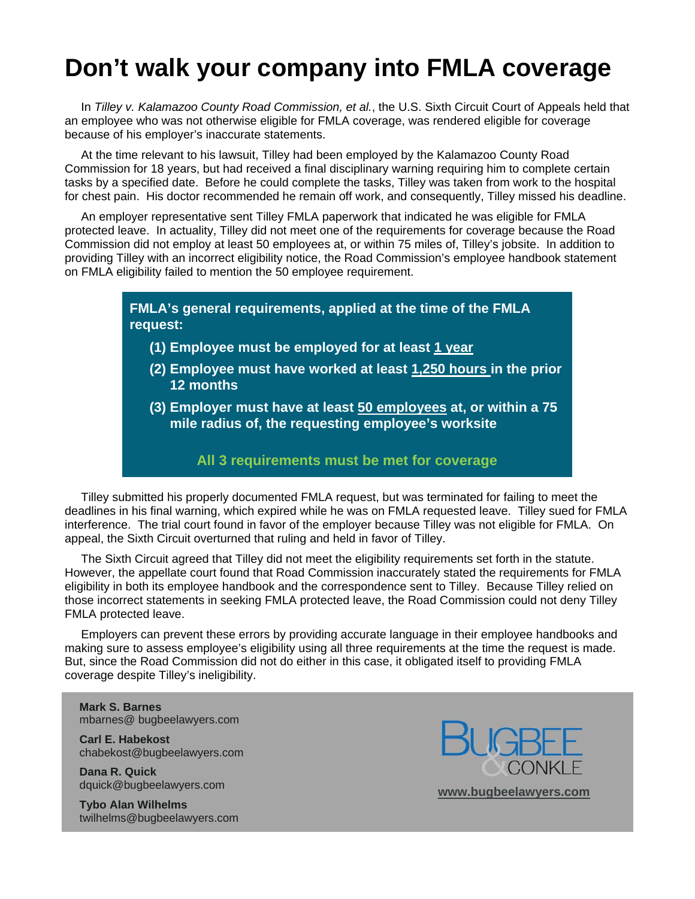# Don’t walk your company into FMLA coverage

In *Tilley v. Kalamazoo County Road Commission, et al.*, the U.S. Sixth Circuit Court of Appeals held that an employee who was not otherwise eligible for FMLA coverage, was rendered eligible for coverage because of his employer’s inaccurate statements.

At the time relevant to his lawsuit, Tilley had been employed by the Kalamazoo County Road Commission for 18 years, but had received a final disciplinary warning requiring him to complete certain tasks by a specified date. Before he could complete the tasks, Tilley was taken from work to the hospital for chest pain. His doctor recommended he remain off work, and consequently, Tilley missed his deadline.

An employer representative sent Tilley FMLA paperwork that indicated he was eligible for FMLA protected leave. In actuality, Tilley did not meet one of the requirements for coverage because the Road Commission did not employ at least 50 employees at, or within 75 miles of, Tilley’s jobsite. In addition to providing Tilley with an incorrect eligibility notice, the Road Commission’s employee handbook statement on FMLA eligibility failed to mention the 50 employee requirement.

**FMLA’s general requirements, applied at the time of the FMLA request:**

**(1) Employee must be employed for at least 1 year**

**(2) Employee must have worked at least 1,250 hours in the prior 12 months**

**(3) Employer must have at least 50 employees at, or within a 75 mile radius of, the requesting employee’s worksite**

**All 3 requirements must be met for coverage**

Tilley submitted his properly documented FMLA request, but was terminated for failing to meet the deadlines in his final warning, which expired while he was on FMLA requested leave. Tilley sued for FMLA interference. The trial court found in favor of the employer because Tilley was not eligible for FMLA. On appeal, the Sixth Circuit overturned that ruling and held in favor of Tilley.

The Sixth Circuit agreed that Tilley did not meet the eligibility requirements set forth in the statute. However, the appellate court found that Road Commission inaccurately stated the requirements for FMLA eligibility in both its employee handbook and the correspondence sent to Tilley. Because Tilley relied on those incorrect statements in seeking FMLA protected leave, the Road Commission could not deny Tilley FMLA protected leave.

Employers can prevent these errors by providing accurate language in their employee handbooks and making sure to assess employee’s eligibility using all three requirements at the time the request is made. But, since the Road Commission did not do either in this case, it obligated itself to providing FMLA coverage despite Tilley’s ineligibility.

**Mark S. Barnes**
mbarnes@ bugbeelawyers.com

**Carl E. Habekost**
chabekost@bugbeelawyers.com

**Dana R. Quick**
dquick@bugbeelawyers.com

**Tybo Alan Wilhelms**
twilhelms@bugbeelawyers.com

BUGBEE & CONKLE

**www.bugbeelawyers.com**